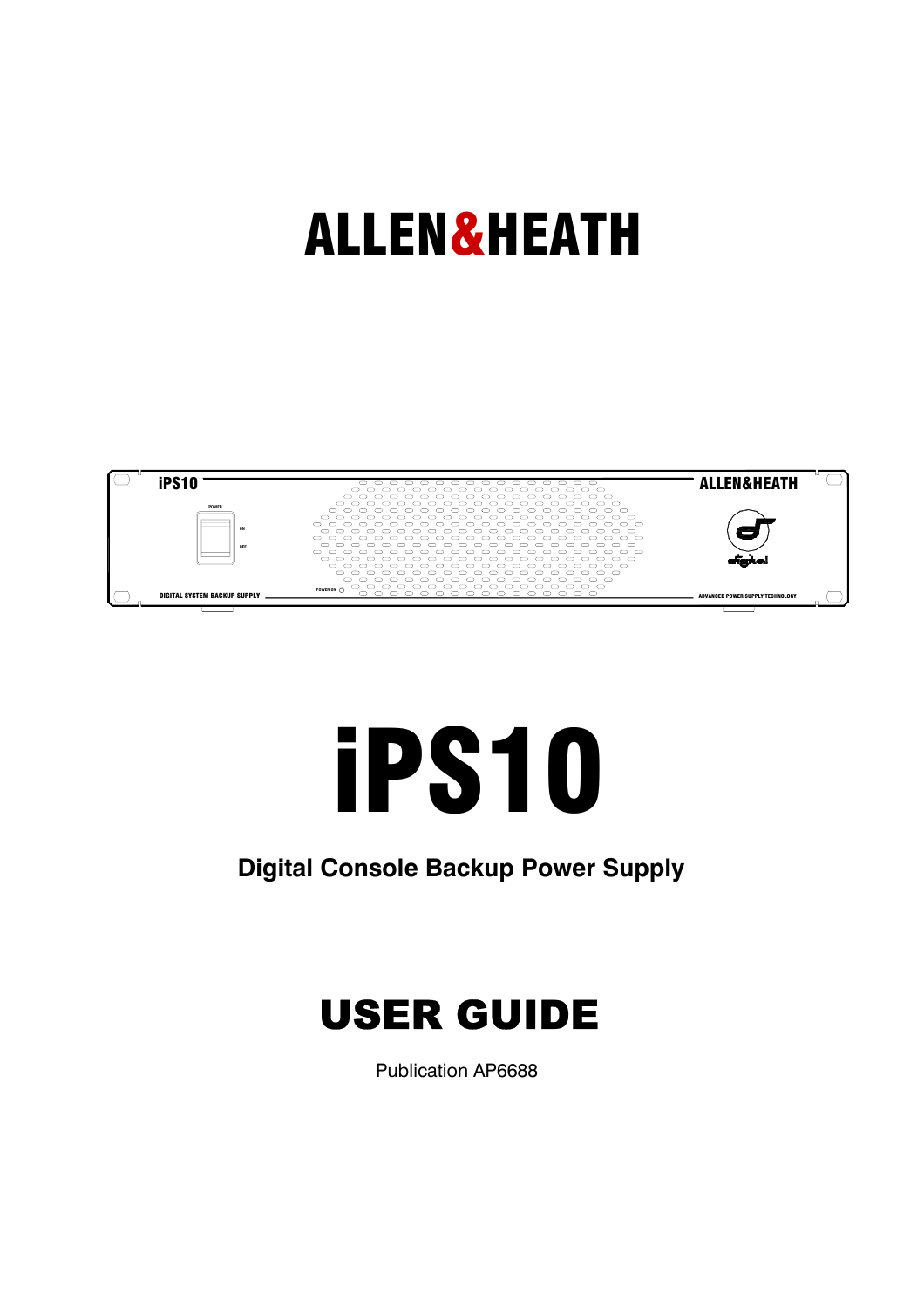# ALLEN&HEATH

# iPS10

**Digital Console Backup Power Supply**

## USER GUIDE

Publication AP6688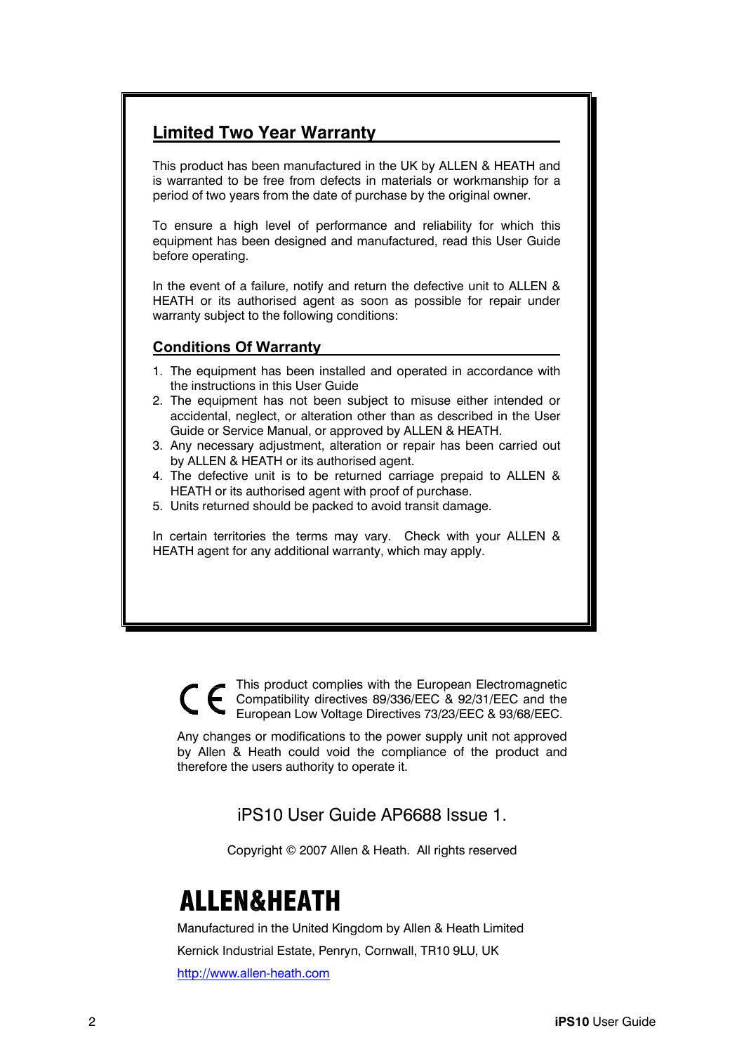## Limited Two Year Warranty

This product has been manufactured in the UK by ALLEN & HEATH and is warranted to be free from defects in materials or workmanship for a period of two years from the date of purchase by the original owner.

To ensure a high level of performance and reliability for which this equipment has been designed and manufactured, read this User Guide before operating.

In the event of a failure, notify and return the defective unit to ALLEN & HEATH or its authorised agent as soon as possible for repair under warranty subject to the following conditions:

### Conditions Of Warranty

1. The equipment has been installed and operated in accordance with the instructions in this User Guide
2. The equipment has not been subject to misuse either intended or accidental, neglect, or alteration other than as described in the User Guide or Service Manual, or approved by ALLEN & HEATH.
3. Any necessary adjustment, alteration or repair has been carried out by ALLEN & HEATH or its authorised agent.
4. The defective unit is to be returned carriage prepaid to ALLEN & HEATH or its authorised agent with proof of purchase.
5. Units returned should be packed to avoid transit damage.

In certain territories the terms may vary. Check with your ALLEN & HEATH agent for any additional warranty, which may apply.

CE This product complies with the European Electromagnetic Compatibility directives 89/336/EEC & 92/31/EEC and the European Low Voltage Directives 73/23/EEC & 93/68/EEC.

Any changes or modifications to the power supply unit not approved by Allen & Heath could void the compliance of the product and therefore the users authority to operate it.

iPS10 User Guide AP6688 Issue 1.

Copyright © 2007 Allen & Heath. All rights reserved

**ALLEN&HEATH**

Manufactured in the United Kingdom by Allen & Heath Limited

Kernick Industrial Estate, Penryn, Cornwall, TR10 9LU, UK

http://www.allen-heath.com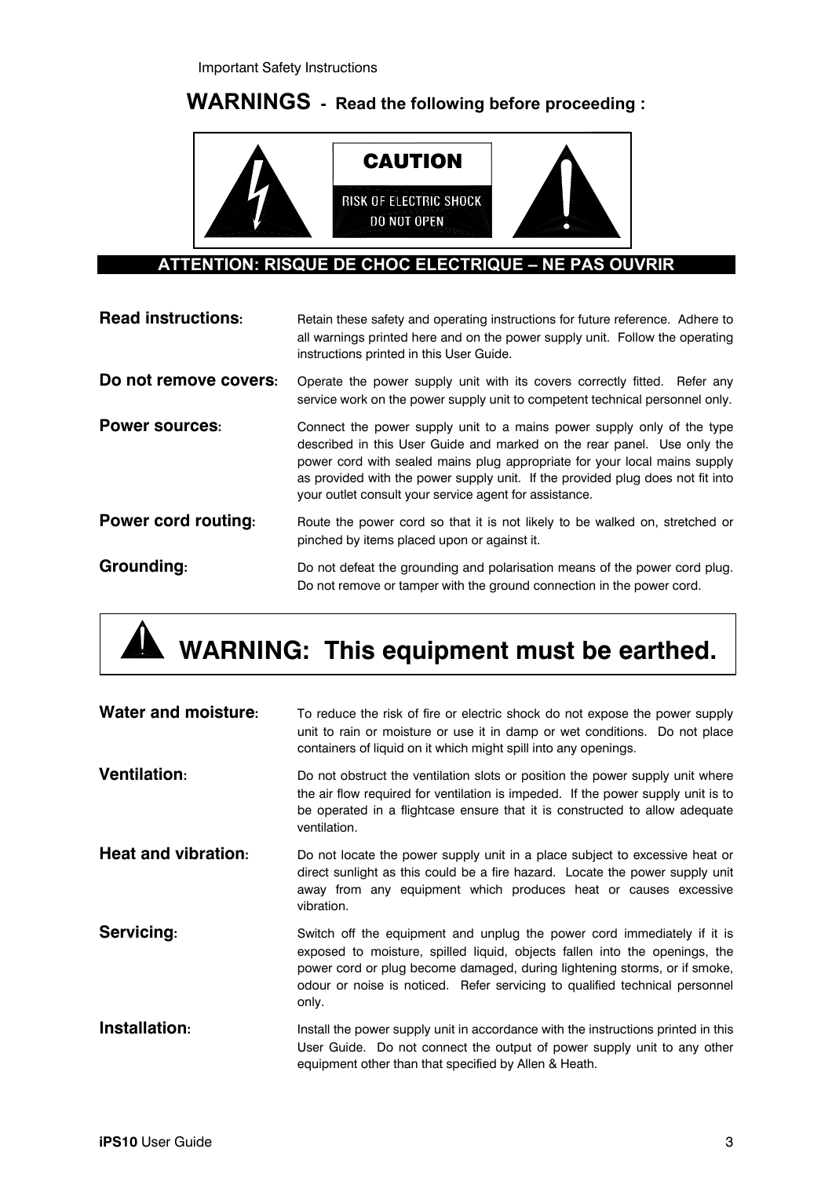Important Safety Instructions

# WARNINGS - Read the following before proceeding :

CAUTION

RISK OF ELECTRIC SHOCK
DO NOT OPEN

**ATTENTION: RISQUE DE CHOC ELECTRIQUE – NE PAS OUVRIR**

**Read instructions:** Retain these safety and operating instructions for future reference. Adhere to all warnings printed here and on the power supply unit. Follow the operating instructions printed in this User Guide.

**Do not remove covers:** Operate the power supply unit with its covers correctly fitted. Refer any service work on the power supply unit to competent technical personnel only.

**Power sources:** Connect the power supply unit to a mains power supply only of the type described in this User Guide and marked on the rear panel. Use only the power cord with sealed mains plug appropriate for your local mains supply as provided with the power supply unit. If the provided plug does not fit into your outlet consult your service agent for assistance.

**Power cord routing:** Route the power cord so that it is not likely to be walked on, stretched or pinched by items placed upon or against it.

**Grounding:** Do not defeat the grounding and polarisation means of the power cord plug. Do not remove or tamper with the ground connection in the power cord.

## WARNING: This equipment must be earthed.

**Water and moisture:** To reduce the risk of fire or electric shock do not expose the power supply unit to rain or moisture or use it in damp or wet conditions. Do not place containers of liquid on it which might spill into any openings.

**Ventilation:** Do not obstruct the ventilation slots or position the power supply unit where the air flow required for ventilation is impeded. If the power supply unit is to be operated in a flightcase ensure that it is constructed to allow adequate ventilation.

**Heat and vibration:** Do not locate the power supply unit in a place subject to excessive heat or direct sunlight as this could be a fire hazard. Locate the power supply unit away from any equipment which produces heat or causes excessive vibration.

**Servicing:** Switch off the equipment and unplug the power cord immediately if it is exposed to moisture, spilled liquid, objects fallen into the openings, the power cord or plug become damaged, during lightening storms, or if smoke, odour or noise is noticed. Refer servicing to qualified technical personnel only.

**Installation:** Install the power supply unit in accordance with the instructions printed in this User Guide. Do not connect the output of power supply unit to any other equipment other than that specified by Allen & Heath.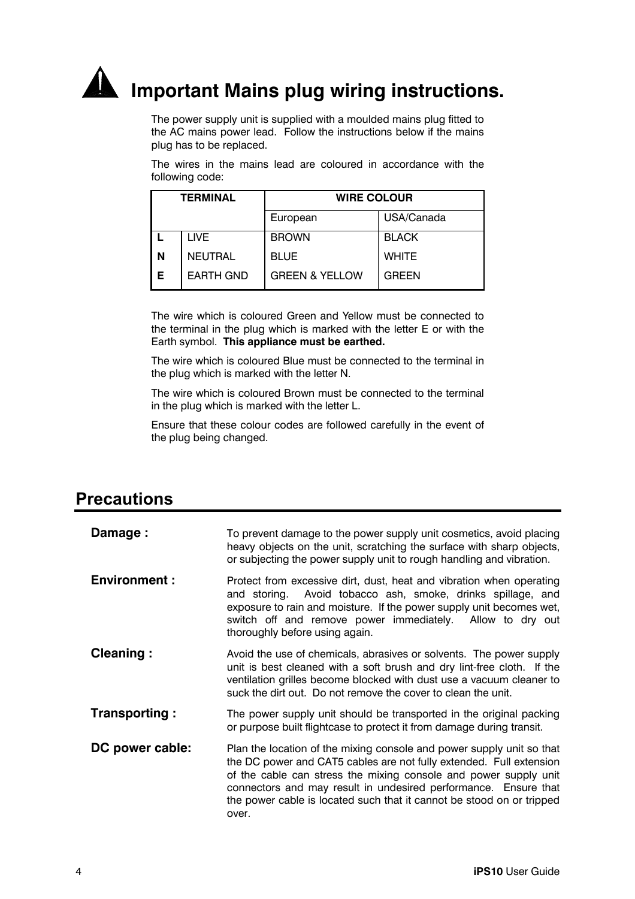# ⚠ Important Mains plug wiring instructions.

The power supply unit is supplied with a moulded mains plug fitted to the AC mains power lead. Follow the instructions below if the mains plug has to be replaced.

The wires in the mains lead are coloured in accordance with the following code:

| TERMINAL | | WIRE COLOUR | |
|---|---|---|---|
| | | European | USA/Canada |
| **L** | LIVE | BROWN | BLACK |
| **N** | NEUTRAL | BLUE | WHITE |
| **E** | EARTH GND | GREEN & YELLOW | GREEN |

The wire which is coloured Green and Yellow must be connected to the terminal in the plug which is marked with the letter E or with the Earth symbol. **This appliance must be earthed.**

The wire which is coloured Blue must be connected to the terminal in the plug which is marked with the letter N.

The wire which is coloured Brown must be connected to the terminal in the plug which is marked with the letter L.

Ensure that these colour codes are followed carefully in the event of the plug being changed.

## Precautions

**Damage :** To prevent damage to the power supply unit cosmetics, avoid placing heavy objects on the unit, scratching the surface with sharp objects, or subjecting the power supply unit to rough handling and vibration.

**Environment :** Protect from excessive dirt, dust, heat and vibration when operating and storing. Avoid tobacco ash, smoke, drinks spillage, and exposure to rain and moisture. If the power supply unit becomes wet, switch off and remove power immediately. Allow to dry out thoroughly before using again.

**Cleaning :** Avoid the use of chemicals, abrasives or solvents. The power supply unit is best cleaned with a soft brush and dry lint-free cloth. If the ventilation grilles become blocked with dust use a vacuum cleaner to suck the dirt out. Do not remove the cover to clean the unit.

**Transporting :** The power supply unit should be transported in the original packing or purpose built flightcase to protect it from damage during transit.

**DC power cable:** Plan the location of the mixing console and power supply unit so that the DC power and CAT5 cables are not fully extended. Full extension of the cable can stress the mixing console and power supply unit connectors and may result in undesired performance. Ensure that the power cable is located such that it cannot be stood on or tripped over.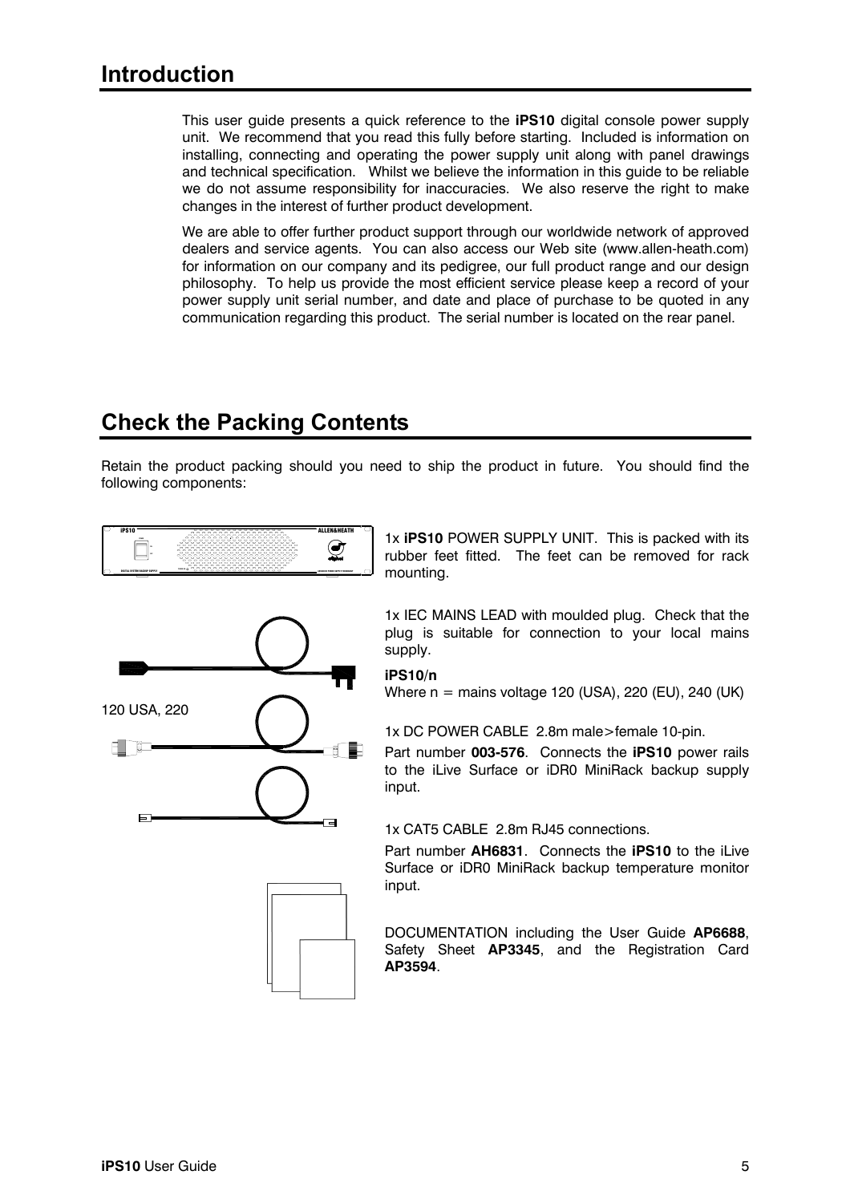# Introduction

This user guide presents a quick reference to the **iPS10** digital console power supply unit. We recommend that you read this fully before starting. Included is information on installing, connecting and operating the power supply unit along with panel drawings and technical specification. Whilst we believe the information in this guide to be reliable we do not assume responsibility for inaccuracies. We also reserve the right to make changes in the interest of further product development.

We are able to offer further product support through our worldwide network of approved dealers and service agents. You can also access our Web site (www.allen-heath.com) for information on our company and its pedigree, our full product range and our design philosophy. To help us provide the most efficient service please keep a record of your power supply unit serial number, and date and place of purchase to be quoted in any communication regarding this product. The serial number is located on the rear panel.

# Check the Packing Contents

Retain the product packing should you need to ship the product in future. You should find the following components:

1x **iPS10** POWER SUPPLY UNIT. This is packed with its rubber feet fitted. The feet can be removed for rack mounting.

1x IEC MAINS LEAD with moulded plug. Check that the plug is suitable for connection to your local mains supply.

120 USA, 220

**iPS10/n**
Where n = mains voltage 120 (USA), 220 (EU), 240 (UK)

1x DC POWER CABLE 2.8m male>female 10-pin.

Part number **003-576**. Connects the **iPS10** power rails to the iLive Surface or iDR0 MiniRack backup supply input.

1x CAT5 CABLE 2.8m RJ45 connections.

Part number **AH6831**. Connects the **iPS10** to the iLive Surface or iDR0 MiniRack backup temperature monitor input.

DOCUMENTATION including the User Guide **AP6688**, Safety Sheet **AP3345**, and the Registration Card **AP3594**.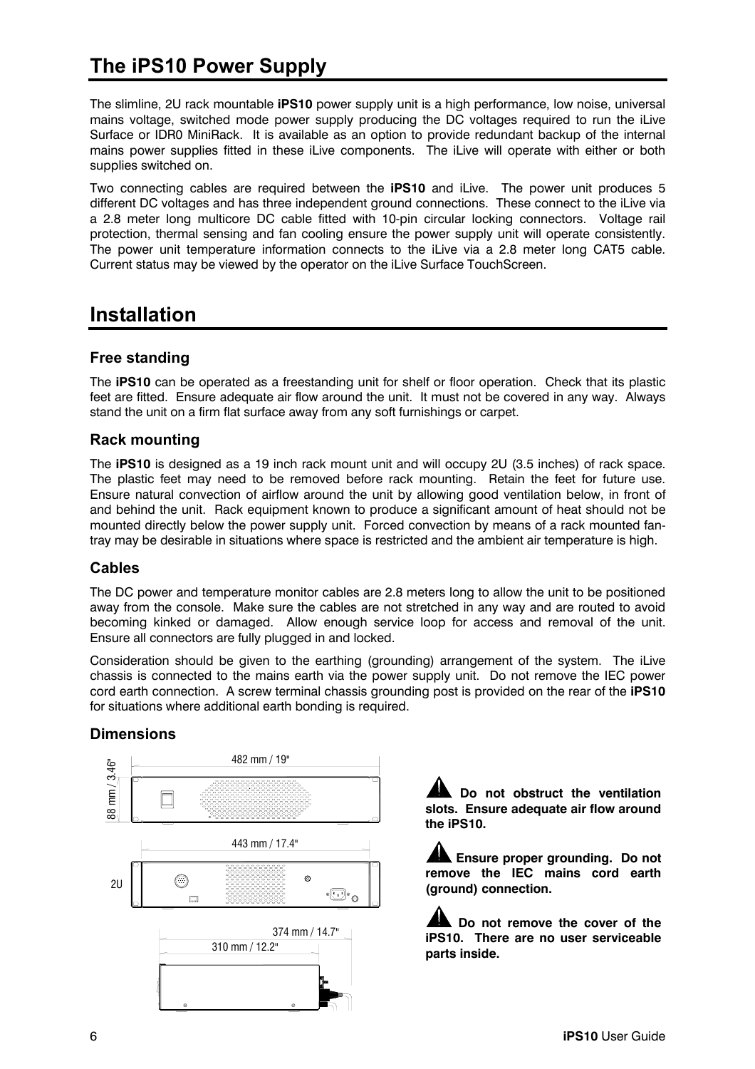## The iPS10 Power Supply

The slimline, 2U rack mountable **iPS10** power supply unit is a high performance, low noise, universal mains voltage, switched mode power supply producing the DC voltages required to run the iLive Surface or IDR0 MiniRack. It is available as an option to provide redundant backup of the internal mains power supplies fitted in these iLive components. The iLive will operate with either or both supplies switched on.

Two connecting cables are required between the **iPS10** and iLive. The power unit produces 5 different DC voltages and has three independent ground connections. These connect to the iLive via a 2.8 meter long multicore DC cable fitted with 10-pin circular locking connectors. Voltage rail protection, thermal sensing and fan cooling ensure the power supply unit will operate consistently. The power unit temperature information connects to the iLive via a 2.8 meter long CAT5 cable. Current status may be viewed by the operator on the iLive Surface TouchScreen.

## Installation

### Free standing

The **iPS10** can be operated as a freestanding unit for shelf or floor operation. Check that its plastic feet are fitted. Ensure adequate air flow around the unit. It must not be covered in any way. Always stand the unit on a firm flat surface away from any soft furnishings or carpet.

### Rack mounting

The **iPS10** is designed as a 19 inch rack mount unit and will occupy 2U (3.5 inches) of rack space. The plastic feet may need to be removed before rack mounting. Retain the feet for future use. Ensure natural convection of airflow around the unit by allowing good ventilation below, in front of and behind the unit. Rack equipment known to produce a significant amount of heat should not be mounted directly below the power supply unit. Forced convection by means of a rack mounted fan-tray may be desirable in situations where space is restricted and the ambient air temperature is high.

### Cables

The DC power and temperature monitor cables are 2.8 meters long to allow the unit to be positioned away from the console. Make sure the cables are not stretched in any way and are routed to avoid becoming kinked or damaged. Allow enough service loop for access and removal of the unit. Ensure all connectors are fully plugged in and locked.

Consideration should be given to the earthing (grounding) arrangement of the system. The iLive chassis is connected to the mains earth via the power supply unit. Do not remove the IEC power cord earth connection. A screw terminal chassis grounding post is provided on the rear of the **iPS10** for situations where additional earth bonding is required.

### Dimensions

482 mm / 19"

88 mm / 3.46"

443 mm / 17.4"

2U

374 mm / 14.7"

310 mm / 12.2"

**Do not obstruct the ventilation slots. Ensure adequate air flow around the iPS10.**

**Ensure proper grounding. Do not remove the IEC mains cord earth (ground) connection.**

**Do not remove the cover of the iPS10. There are no user serviceable parts inside.**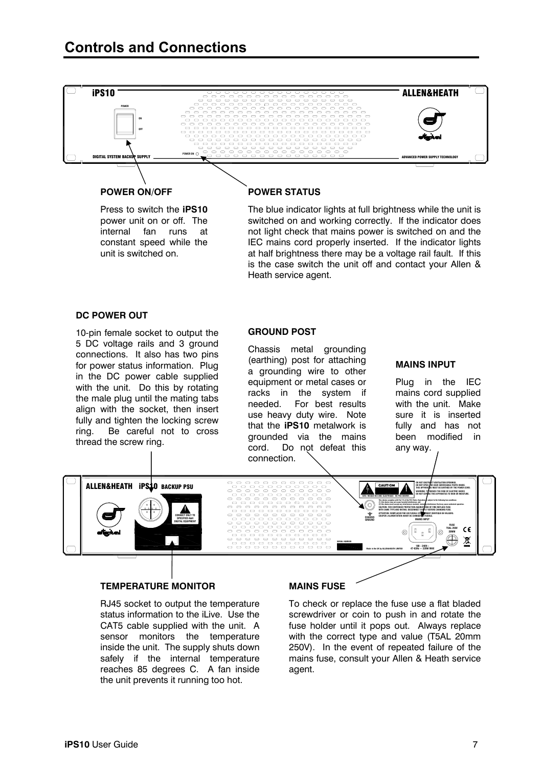# Controls and Connections

### POWER ON/OFF

Press to switch the **iPS10** power unit on or off. The internal fan runs at constant speed while the unit is switched on.

### POWER STATUS

The blue indicator lights at full brightness while the unit is switched on and working correctly. If the indicator does not light check that mains power is switched on and the IEC mains cord properly inserted. If the indicator lights at half brightness there may be a voltage rail fault. If this is the case switch the unit off and contact your Allen & Heath service agent.

### DC POWER OUT

10-pin female socket to output the 5 DC voltage rails and 3 ground connections. It also has two pins for power status information. Plug in the DC power cable supplied with the unit. Do this by rotating the male plug until the mating tabs align with the socket, then insert fully and tighten the locking screw ring. Be careful not to cross thread the screw ring.

### GROUND POST

Chassis metal grounding (earthing) post for attaching a grounding wire to other equipment or metal cases or racks in the system if needed. For best results use heavy duty wire. Note that the **iPS10** metalwork is grounded via the mains cord. Do not defeat this connection.

### MAINS INPUT

Plug in the IEC mains cord supplied with the unit. Make sure it is inserted fully and has not been modified in any way.

### TEMPERATURE MONITOR

RJ45 socket to output the temperature status information to the iLive. Use the CAT5 cable supplied with the unit. A sensor monitors the temperature inside the unit. The supply shuts down safely if the internal temperature reaches 85 degrees C. A fan inside the unit prevents it running too hot.

### MAINS FUSE

To check or replace the fuse use a flat bladed screwdriver or coin to push in and rotate the fuse holder until it pops out. Always replace with the correct type and value (T5AL 20mm 250V). In the event of repeated failure of the mains fuse, consult your Allen & Heath service agent.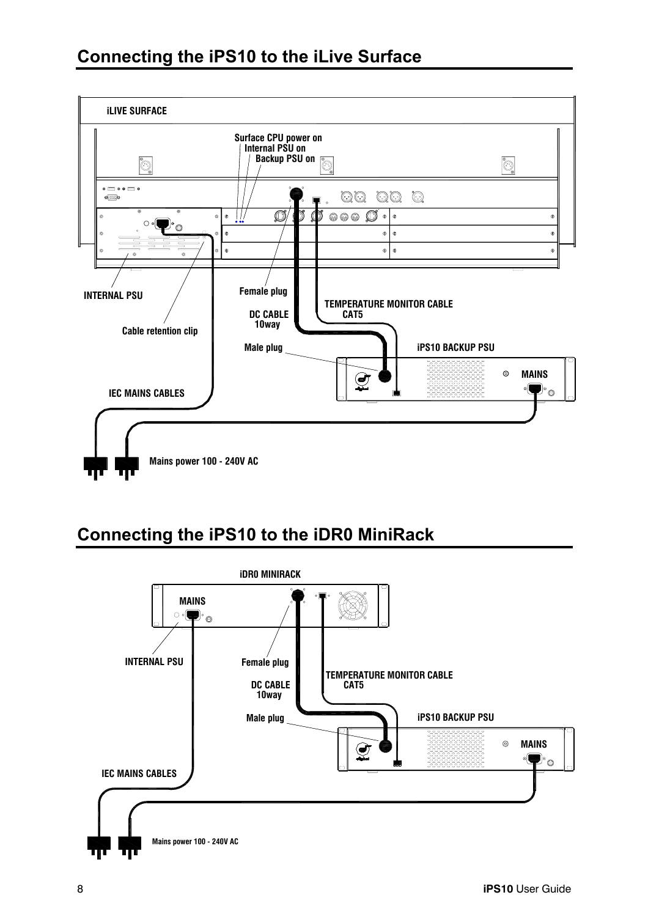## Connecting the iPS10 to the iLive Surface

iLIVE SURFACE

Surface CPU power on
Internal PSU on
Backup PSU on

INTERNAL PSU

Cable retention clip

Female plug

DC CABLE
10way

TEMPERATURE MONITOR CABLE
CAT5

Male plug

iPS10 BACKUP PSU

MAINS

IEC MAINS CABLES

Mains power 100 - 240V AC

## Connecting the iPS10 to the iDR0 MiniRack

iDR0 MINIRACK

MAINS

INTERNAL PSU

Female plug

DC CABLE
10way

TEMPERATURE MONITOR CABLE
CAT5

Male plug

iPS10 BACKUP PSU

MAINS

IEC MAINS CABLES

Mains power 100 - 240V AC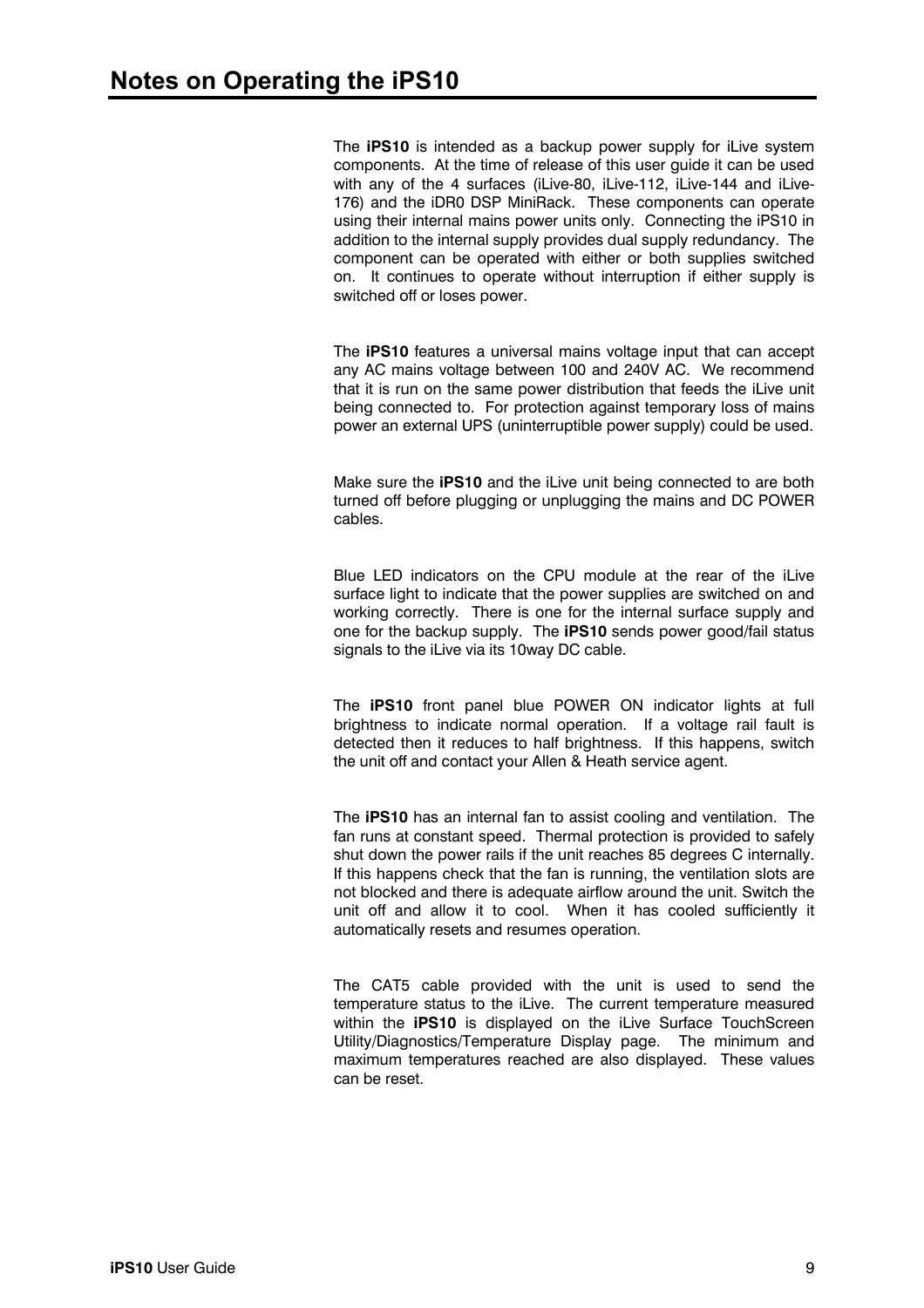# Notes on Operating the iPS10

The **iPS10** is intended as a backup power supply for iLive system components. At the time of release of this user guide it can be used with any of the 4 surfaces (iLive-80, iLive-112, iLive-144 and iLive-176) and the iDR0 DSP MiniRack. These components can operate using their internal mains power units only. Connecting the iPS10 in addition to the internal supply provides dual supply redundancy. The component can be operated with either or both supplies switched on. It continues to operate without interruption if either supply is switched off or loses power.

The **iPS10** features a universal mains voltage input that can accept any AC mains voltage between 100 and 240V AC. We recommend that it is run on the same power distribution that feeds the iLive unit being connected to. For protection against temporary loss of mains power an external UPS (uninterruptible power supply) could be used.

Make sure the **iPS10** and the iLive unit being connected to are both turned off before plugging or unplugging the mains and DC POWER cables.

Blue LED indicators on the CPU module at the rear of the iLive surface light to indicate that the power supplies are switched on and working correctly. There is one for the internal surface supply and one for the backup supply. The **iPS10** sends power good/fail status signals to the iLive via its 10way DC cable.

The **iPS10** front panel blue POWER ON indicator lights at full brightness to indicate normal operation. If a voltage rail fault is detected then it reduces to half brightness. If this happens, switch the unit off and contact your Allen & Heath service agent.

The **iPS10** has an internal fan to assist cooling and ventilation. The fan runs at constant speed. Thermal protection is provided to safely shut down the power rails if the unit reaches 85 degrees C internally. If this happens check that the fan is running, the ventilation slots are not blocked and there is adequate airflow around the unit. Switch the unit off and allow it to cool. When it has cooled sufficiently it automatically resets and resumes operation.

The CAT5 cable provided with the unit is used to send the temperature status to the iLive. The current temperature measured within the **iPS10** is displayed on the iLive Surface TouchScreen Utility/Diagnostics/Temperature Display page. The minimum and maximum temperatures reached are also displayed. These values can be reset.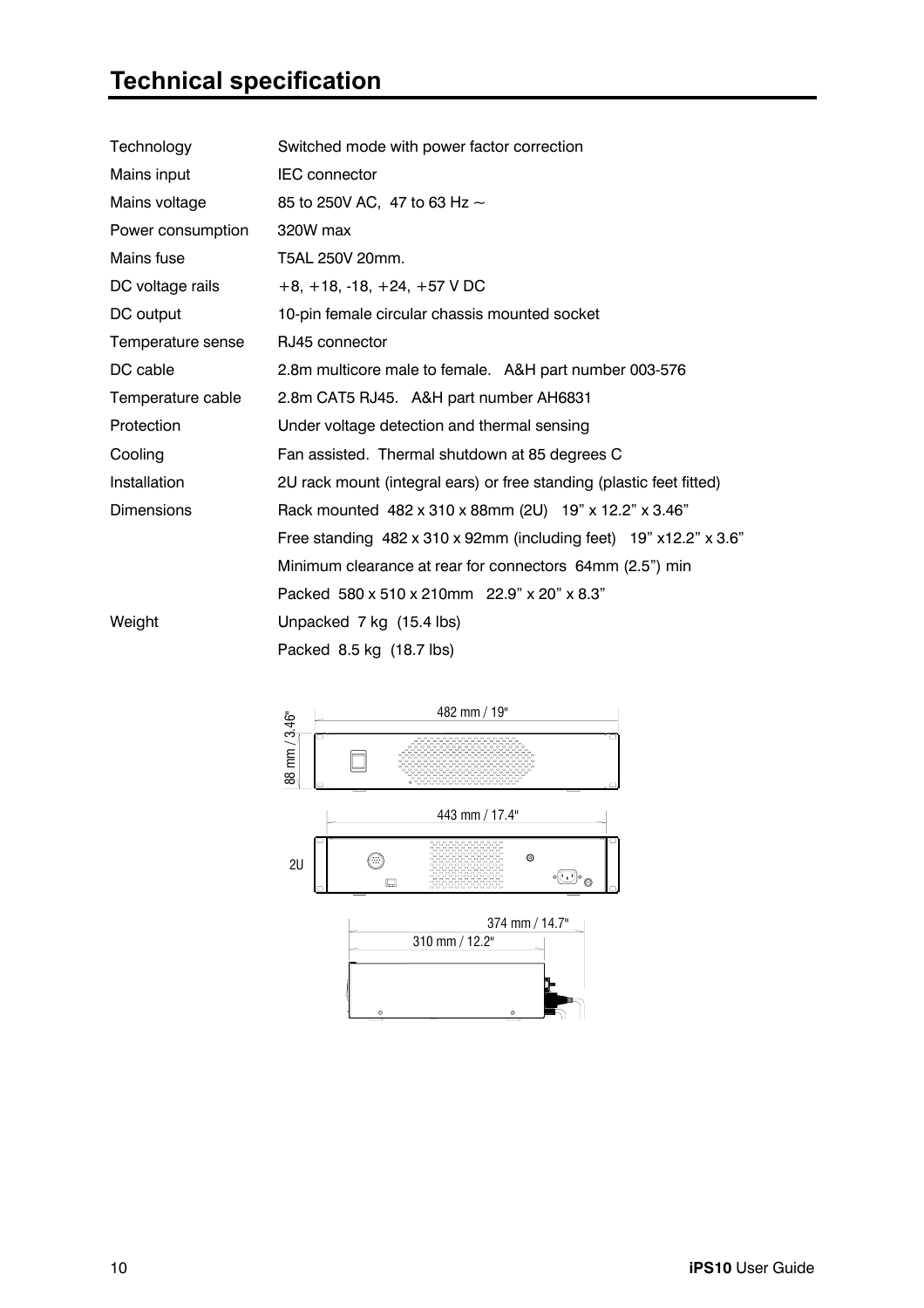# Technical specification

| | |
|---|---|
| Technology | Switched mode with power factor correction |
| Mains input | IEC connector |
| Mains voltage | 85 to 250V AC, 47 to 63 Hz ~ |
| Power consumption | 320W max |
| Mains fuse | T5AL 250V 20mm. |
| DC voltage rails | +8, +18, -18, +24, +57 V DC |
| DC output | 10-pin female circular chassis mounted socket |
| Temperature sense | RJ45 connector |
| DC cable | 2.8m multicore male to female. A&H part number 003-576 |
| Temperature cable | 2.8m CAT5 RJ45. A&H part number AH6831 |
| Protection | Under voltage detection and thermal sensing |
| Cooling | Fan assisted. Thermal shutdown at 85 degrees C |
| Installation | 2U rack mount (integral ears) or free standing (plastic feet fitted) |
| Dimensions | Rack mounted 482 x 310 x 88mm (2U) 19" x 12.2" x 3.46" |
| | Free standing 482 x 310 x 92mm (including feet) 19" x12.2" x 3.6" |
| | Minimum clearance at rear for connectors 64mm (2.5") min |
| | Packed 580 x 510 x 210mm 22.9" x 20" x 8.3" |
| Weight | Unpacked 7 kg (15.4 lbs) |
| | Packed 8.5 kg (18.7 lbs) |

482 mm / 19"

88 mm / 3.46"

443 mm / 17.4"

2U

374 mm / 14.7"

310 mm / 12.2"